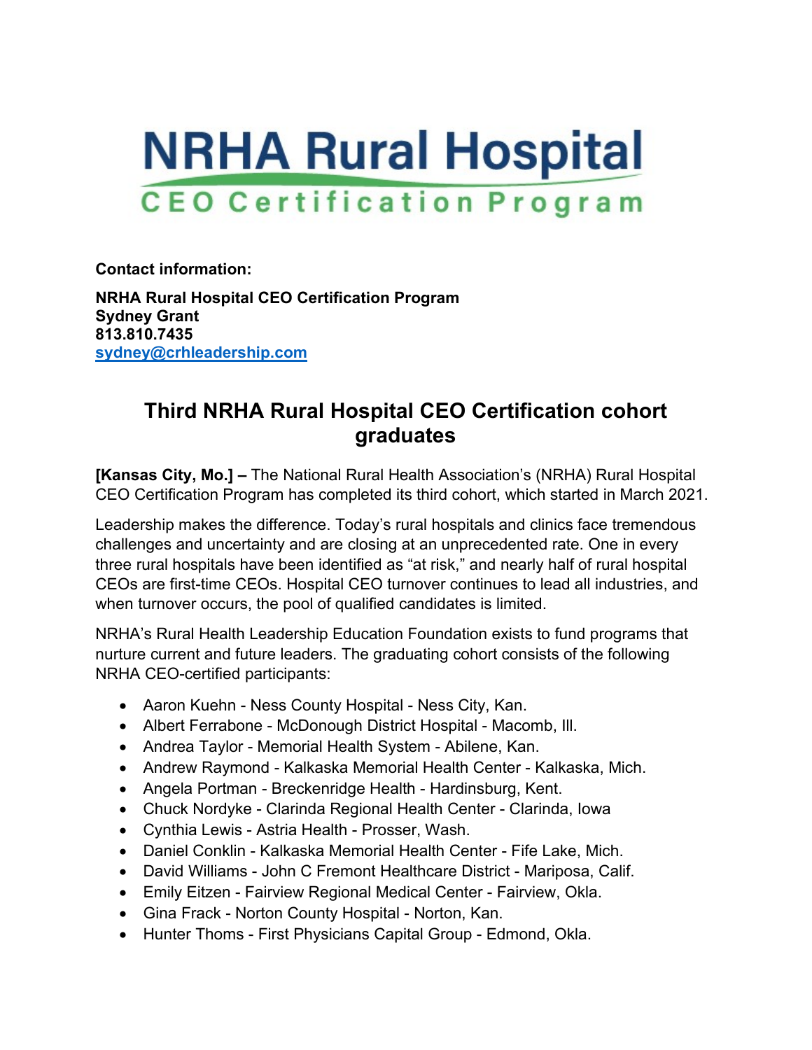# NRHA Rural Hospital

## CEO Certification Program

**Contact information:**

**NRHA Rural Hospital CEO Certification Program**
**Sydney Grant**
**813.810.7435**
**sydney@crhleadership.com**

## Third NRHA Rural Hospital CEO Certification cohort graduates

**[Kansas City, Mo.] –** The National Rural Health Association's (NRHA) Rural Hospital CEO Certification Program has completed its third cohort, which started in March 2021.

Leadership makes the difference. Today's rural hospitals and clinics face tremendous challenges and uncertainty and are closing at an unprecedented rate. One in every three rural hospitals have been identified as "at risk," and nearly half of rural hospital CEOs are first-time CEOs. Hospital CEO turnover continues to lead all industries, and when turnover occurs, the pool of qualified candidates is limited.

NRHA's Rural Health Leadership Education Foundation exists to fund programs that nurture current and future leaders. The graduating cohort consists of the following NRHA CEO-certified participants:

- Aaron Kuehn - Ness County Hospital - Ness City, Kan.
- Albert Ferrabone - McDonough District Hospital - Macomb, Ill.
- Andrea Taylor - Memorial Health System - Abilene, Kan.
- Andrew Raymond - Kalkaska Memorial Health Center - Kalkaska, Mich.
- Angela Portman - Breckenridge Health - Hardinsburg, Kent.
- Chuck Nordyke - Clarinda Regional Health Center - Clarinda, Iowa
- Cynthia Lewis - Astria Health - Prosser, Wash.
- Daniel Conklin - Kalkaska Memorial Health Center - Fife Lake, Mich.
- David Williams - John C Fremont Healthcare District - Mariposa, Calif.
- Emily Eitzen - Fairview Regional Medical Center - Fairview, Okla.
- Gina Frack - Norton County Hospital - Norton, Kan.
- Hunter Thoms - First Physicians Capital Group - Edmond, Okla.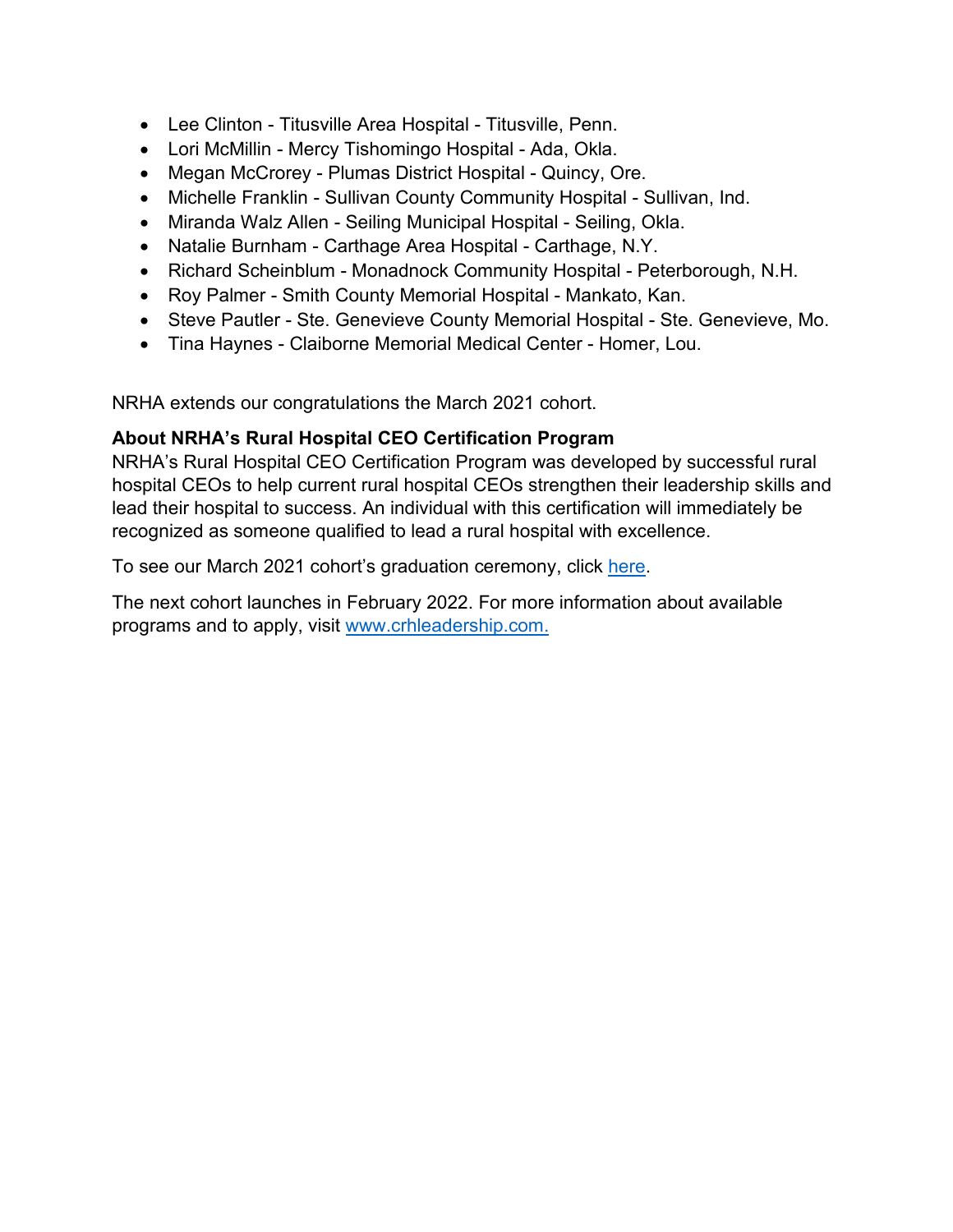- Lee Clinton - Titusville Area Hospital - Titusville, Penn.
- Lori McMillin - Mercy Tishomingo Hospital - Ada, Okla.
- Megan McCrorey - Plumas District Hospital - Quincy, Ore.
- Michelle Franklin - Sullivan County Community Hospital - Sullivan, Ind.
- Miranda Walz Allen - Seiling Municipal Hospital - Seiling, Okla.
- Natalie Burnham - Carthage Area Hospital - Carthage, N.Y.
- Richard Scheinblum - Monadnock Community Hospital - Peterborough, N.H.
- Roy Palmer - Smith County Memorial Hospital - Mankato, Kan.
- Steve Pautler - Ste. Genevieve County Memorial Hospital - Ste. Genevieve, Mo.
- Tina Haynes - Claiborne Memorial Medical Center - Homer, Lou.

NRHA extends our congratulations the March 2021 cohort.

**About NRHA's Rural Hospital CEO Certification Program**
NRHA's Rural Hospital CEO Certification Program was developed by successful rural hospital CEOs to help current rural hospital CEOs strengthen their leadership skills and lead their hospital to success. An individual with this certification will immediately be recognized as someone qualified to lead a rural hospital with excellence.

To see our March 2021 cohort's graduation ceremony, click here.

The next cohort launches in February 2022. For more information about available programs and to apply, visit www.crhleadership.com.